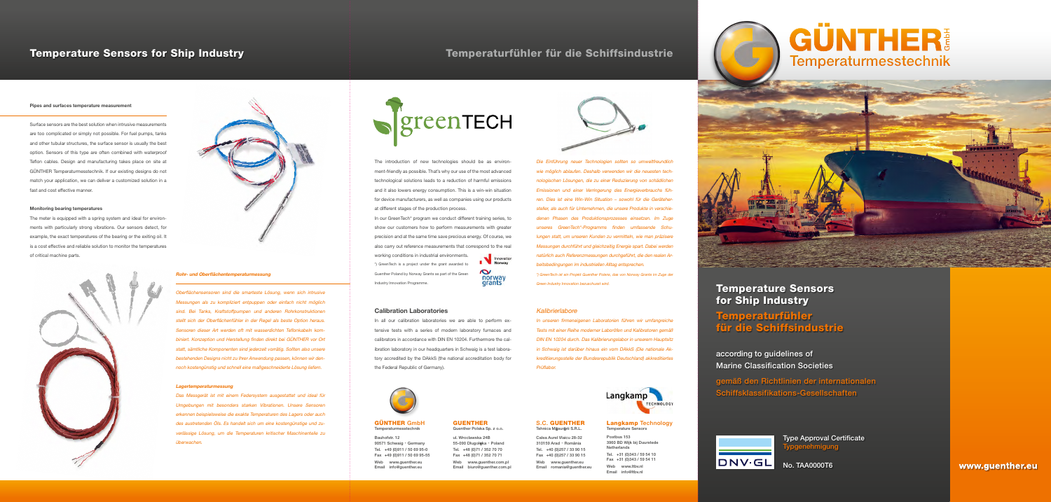## Temperature Sensors for Ship Industry

## Temperaturfühler für die Schiffsindustrie

**Pipes and surfaces temperature measurement**

Surface sensors are the best solution when intrusive measurements are too complicated or simply not possible. For fuel pumps, tanks and other tubular structures, the surface sensor is usually the best option. Sensors of this type are often combined with waterproof Teflon cables. Design and manufacturing takes place on site at GÜNTHER Temperaturmesstechnik. If our existing designs do not match your application, we can deliver a customized solution in a fast and cost effective manner.

**Monitoring bearing temperatures**

The meter is equipped with a spring system and ideal for environments with particularly strong vibrations. Our sensors detect, for example, the exact temperatures of the bearing or the exiting oil. It is a cost effective and reliable solution to monitor the temperatures of critical machine parts.

***Rohr- und Oberflächentemperaturmessung***

*Oberflächensensoren sind die smarteste Lösung, wenn sich intrusive Messungen als zu kompliziert entpuppen oder einfach nicht möglich sind. Bei Tanks, Kraftstoffpumpen und anderen Rohrkonstruktionen stellt sich der Oberflächenfühler in der Regel als beste Option heraus. Sensoren dieser Art werden oft mit wasserdichten Teflonkabeln kombiniert. Konzeption und Herstellung finden direkt bei GÜNTHER vor Ort statt, sämtliche Komponenten sind jederzeit vorrätig. Sollten also unsere bestehenden Designs nicht zu Ihrer Anwendung passen, können wir dennoch kostengünstig und schnell eine maßgeschneiderte Lösung liefern.*

***Lagertemperaturmessung***

*Das Messgerät ist mit einem Federsystem ausgestattet und ideal für Umgebungen mit besonders starken Vibrationen. Unsere Sensoren erkennen beispielsweise die exakte Temperaturen des Lagers oder auch des austretenden Öls. Es handelt sich um eine kostengünstige und zuverlässige Lösung, um die Temperaturen kritischer Maschinenteile zu überwachen.*

greenTECH

The introduction of new technologies should be as environment-friendly as possible. That's why our use of the most advanced technological solutions leads to a reduction of harmful emissions and it also lowers energy consumption. This is a win-win situation for device manufacturers, as well as companies using our products at different stages of the production process.

In our GreenTech* program we conduct different training series, to show our customers how to perform measurements with greater precision and at the same time save precious energy. Of course, we also carry out reference measurements that correspond to the real working conditions in industrial environments.

*) GreenTech is a project under the grant awarded to Guenther Poland by Norway Grants as part of the Green Industry Innovation Programme.

*Die Einführung neuer Technologien sollten so umweltfreundlich wie möglich ablaufen. Deshalb verwenden wir die neuesten technologischen Lösungen, die zu einer Reduzierung von schädlichen Emissionen und einer Verringerung des Energieverbrauchs führen. Dies ist eine Win-Win Situation – sowohl für die Gerätehersteller, als auch für Unternehmen, die unsere Produkte in verschiedenen Phasen des Produktionsprozesses einsetzen. Im Zuge unseres GreenTech*-Programms finden umfassende Schulungen statt, um unseren Kunden zu vermitteln, wie man präzisere Messungen durchführt und gleichzeitig Energie spart. Dabei werden natürlich auch Referenzmessungen durchgeführt, die den realen Arbeitsbedingungen im industriellen Alltag entsprechen.*

*\*) GreenTech ist ein Projekt Guenther Polens, das von Norway Grants im Zuge der Green Industry Innovation bezuschusst wird.*

#### Calibration Laboratories

In all our calibration laboratories we are able to perform extensive tests with a series of modern laboratory furnaces and calibrators in accordance with DIN EN 10204. Furthermore the calibration laboratory in our headquarters in Schwaig is a test laboratory accredited by the DAkkS (the national accreditation body for the Federal Republic of Germany).

#### *Kalibrierlabore*

*In unseren firmeneigenen Laboratorien führen wir umfangreiche Tests mit einer Reihe moderner Laböfen und Kalibratoren gemäß DIN EN 10204 durch. Das Kalibrierungslabor in unserem Hauptsitz in Schwaig ist darüber hinaus ein vom DAkkS (Die nationale Akkreditierungsstelle der Bundesrepublik Deutschland) akkreditiertes Prüflabor.*

**GÜNTHER GmbH**
Temperaturmesstechnik
Bauhofstr. 12
90571 Schwaig · Germany
Tel. +49 (0)911 / 50 69 95-0
Fax +49 (0)911 / 50 69 95-55
Web www.guenther.eu
Email info@guenther.eu

**GUENTHER**
Guenther Polska Sp. z o.o.
ul. Wrocławska 24B
55-095 Długołęka · Poland
Tel. +48 (0)71 / 352 70 70
Fax +48 (0)71 / 352 70 71
Web www.guenther.com.pl
Email biuro@guenther.com.pl

**S.C. GUENTHER**
Tehnica Măsurării S.R.L.
Calea Aurel Vlaicu 28-32
310159 Arad · România
Tel. +40 (0)257 / 33 00 15
Fax +40 (0)257 / 33 00 15
Web www.guenther.eu
Email romania@guenther.eu

**Langkamp Technology**
Temperature Sensors
Postbus 153
3960 BD Wijk bij Duurstede
Netherlands
Tel. +31 (0)343 / 59 54 10
Fax +31 (0)343 / 59 54 11
Web www.ltbv.nl
Email info@ltbv.nl

GÜNTHER GmbH Temperaturmesstechnik

# Temperature Sensors for Ship Industry

# Temperaturfühler für die Schiffsindustrie

according to guidelines of Marine Classification Societies

gemäß den Richtlinien der internationalen Schiffsklassifikations-Gesellschaften

Type Approval Certificate
Typgenehmigung

DNV·GL

No. TAA0000T6

www.guenther.eu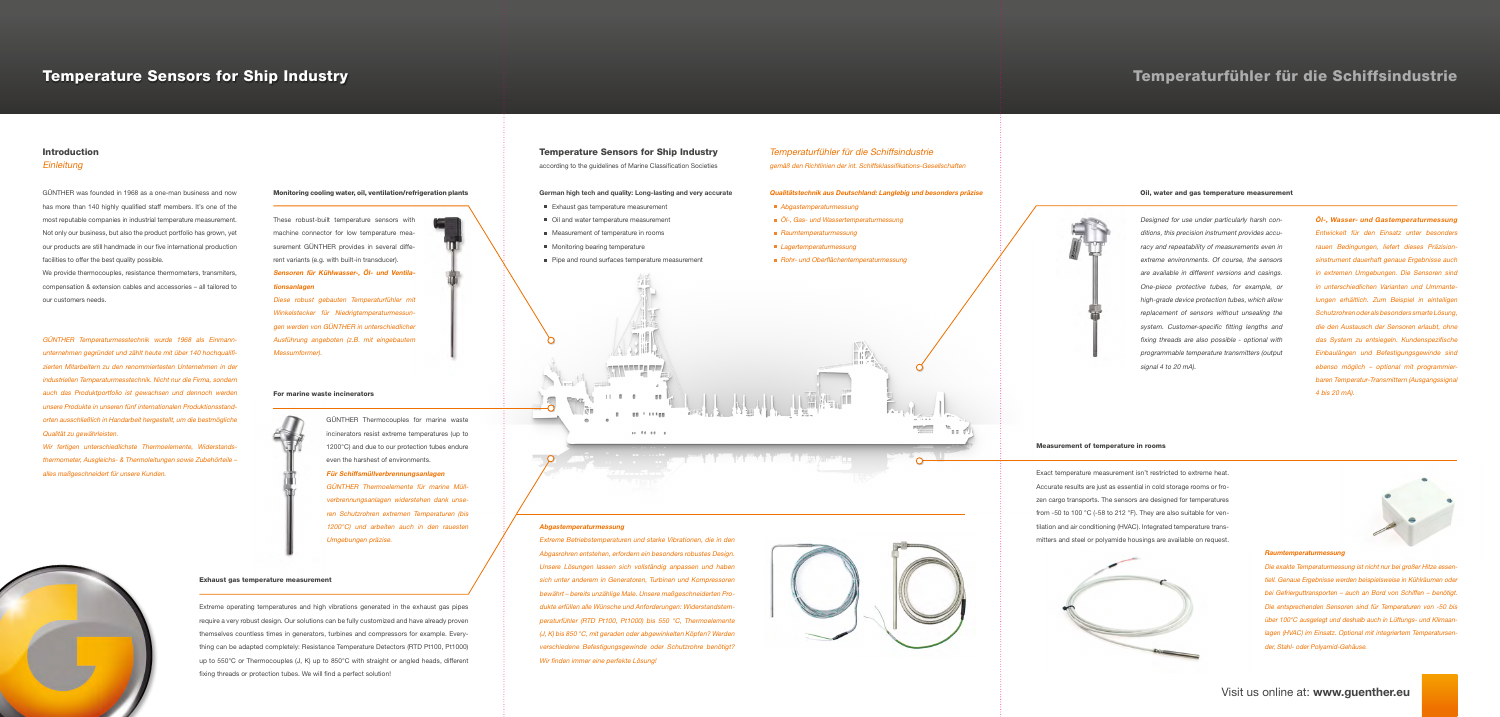# Temperature Sensors for Ship Industry

# Temperaturfühler für die Schiffsindustrie

## Introduction

*Einleitung*

GÜNTHER was founded in 1968 as a one-man business and now has more than 140 highly qualified staff members. It's one of the most reputable companies in industrial temperature measurement. Not only our business, but also the product portfolio has grown, yet our products are still handmade in our five international production facilities to offer the best quality possible.

We provide thermocouples, resistance thermometers, transmitters, compensation & extension cables and accessories – all tailored to our customers needs.

*GÜNTHER Temperaturmesstechnik wurde 1968 als Einmannunternehmen gegründet und zählt heute mit über 140 hochqualifizierten Mitarbeitern zu den renommiertesten Unternehmen in der industriellen Temperaturmesstechnik. Nicht nur die Firma, sondern auch das Produktportfolio ist gewachsen und dennoch werden unsere Produkte in unseren fünf internationalen Produktionsstandorten ausschließlich in Handarbeit hergestellt, um die bestmögliche Qualität zu gewährleisten.*

*Wir fertigen unterschiedlichste Thermoelemente, Widerstandsthermometer, Ausgleichs- & Thermoleitungen sowie Zubehörteile – alles maßgeschneidert für unsere Kunden.*

### Monitoring cooling water, oil, ventilation/refrigeration plants

These robust-built temperature sensors with machine connector for low temperature measurement GÜNTHER provides in several different variants (e.g. with built-in transducer).

***Sensoren für Kühlwasser-, Öl- und Ventilationsanlagen***

*Diese robust gebauten Temperaturfühler mit Winkelstecker für Niedrigtemperaturmessungen werden von GÜNTHER in unterschiedlicher Ausführung angeboten (z.B. mit eingebautem Messumformer).*

### For marine waste incinerators

GÜNTHER Thermocouples for marine waste incinerators resist extreme temperatures (up to 1200°C) and due to our protection tubes endure even the harshest of environments.

***Für Schiffsmüllverbrennungsanlagen***

*GÜNTHER Thermoelemente für marine Müllverbrennungsanlagen widerstehen dank unseren Schutzrohren extremen Temperaturen (bis 1200°C) und arbeiten auch in den rauesten Umgebungen präzise.*

### Exhaust gas temperature measurement

Extreme operating temperatures and high vibrations generated in the exhaust gas pipes require a very robust design. Our solutions can be fully customized and have already proven themselves countless times in generators, turbines and compressors for example. Everything can be adapted completely: Resistance Temperature Detectors (RTD Pt100, Pt1000) up to 550°C or Thermocouples (J, K) up to 850°C with straight or angled heads, different fixing threads or protection tubes. We will find a perfect solution!

## Temperature Sensors for Ship Industry

according to the guidelines of Marine Classification Societies

**German high tech and quality: Long-lasting and very accurate**

- Exhaust gas temperature measurement
- Oil and water temperature measurement
- Measurement of temperature in rooms
- Monitoring bearing temperature
- Pipe and round surfaces temperature measurement

## *Temperaturfühler für die Schiffsindustrie*

*gemäß den Richtlinien der int. Schiffsklassifikations-Gesellschaften*

***Qualitätstechnik aus Deutschland: Langlebig und besonders präzise***

- *Abgastemperaturmessung*
- *Öl-, Gas- und Wassertemperaturmessung*
- *Raumtemperaturmessung*
- *Lagertemperaturmessung*
- *Rohr- und Oberflächentemperaturmessung*

***Abgastemperaturmessung***

*Extreme Betriebstemperaturen und starke Vibrationen, die in den Abgasrohren entstehen, erfordern ein besonders robustes Design. Unsere Lösungen lassen sich vollständig anpassen und haben sich unter anderem in Generatoren, Turbinen und Kompressoren bewährt – bereits unzählige Male. Unsere maßgeschneiderten Produkte erfüllen alle Wünsche und Anforderungen: Widerstandstemperaturfühler (RTD Pt100, Pt1000) bis 550 °C, Thermoelemente (J, K) bis 850 °C, mit geraden oder abgewinkelten Köpfen? Werden verschiedene Befestigungsgewinde oder Schutzrohre benötigt? Wir finden immer eine perfekte Lösung!*

### Oil, water and gas temperature measurement

Designed for use under particularly harsh conditions, this precision instrument provides accuracy and repeatability of measurements even in extreme environments. Of course, the sensors are available in different versions and casings. One-piece protective tubes, for example, or high-grade device protection tubes, which allow replacement of sensors without unsealing the system. Customer-specific fitting lengths and fixing threads are also possible - optional with programmable temperature transmitters (output signal 4 to 20 mA).

***Öl-, Wasser- und Gastemperaturmessung***

*Entwickelt für den Einsatz unter besonders rauen Bedingungen, liefert dieses Präzisionsinstrument dauerhaft genaue Ergebnisse auch in extremen Umgebungen. Die Sensoren sind in unterschiedlichen Varianten und Ummantelungen erhältlich. Zum Beispiel in einteiligen Schutzrohren oder als besonders smarte Lösung, die den Austausch der Sensoren erlaubt, ohne das System zu entsiegeln. Kundenspezifische Einbaulängen und Befestigungsgewinde sind ebenso möglich – optional mit programmierbaren Temperatur-Transmittern (Ausgangssignal 4 bis 20 mA).*

### Measurement of temperature in rooms

Exact temperature measurement isn't restricted to extreme heat. Accurate results are just as essential in cold storage rooms or frozen cargo transports. The sensors are designed for temperatures from -50 to 100 °C (-58 to 212 °F). They are also suitable for ventilation and air conditioning (HVAC). Integrated temperature transmitters and steel or polyamide housings are available on request.

***Raumtemperaturmessung***

*Die exakte Temperaturmessung ist nicht nur bei großer Hitze essentiell: Genaue Ergebnisse werden beispielsweise in Kühlräumen oder bei Gefriergut­transporten – auch an Bord von Schiffen – benötigt. Die entsprechenden Sensoren sind für Temperaturen von -50 bis über 100°C ausgelegt und deshalb auch in Lüftungs- und Klimaanlagen (HVAC) im Einsatz. Optional mit integriertem Temperatursender, Stahl- oder Polyamid-Gehäuse.*

Visit us online at: **www.guenther.eu**